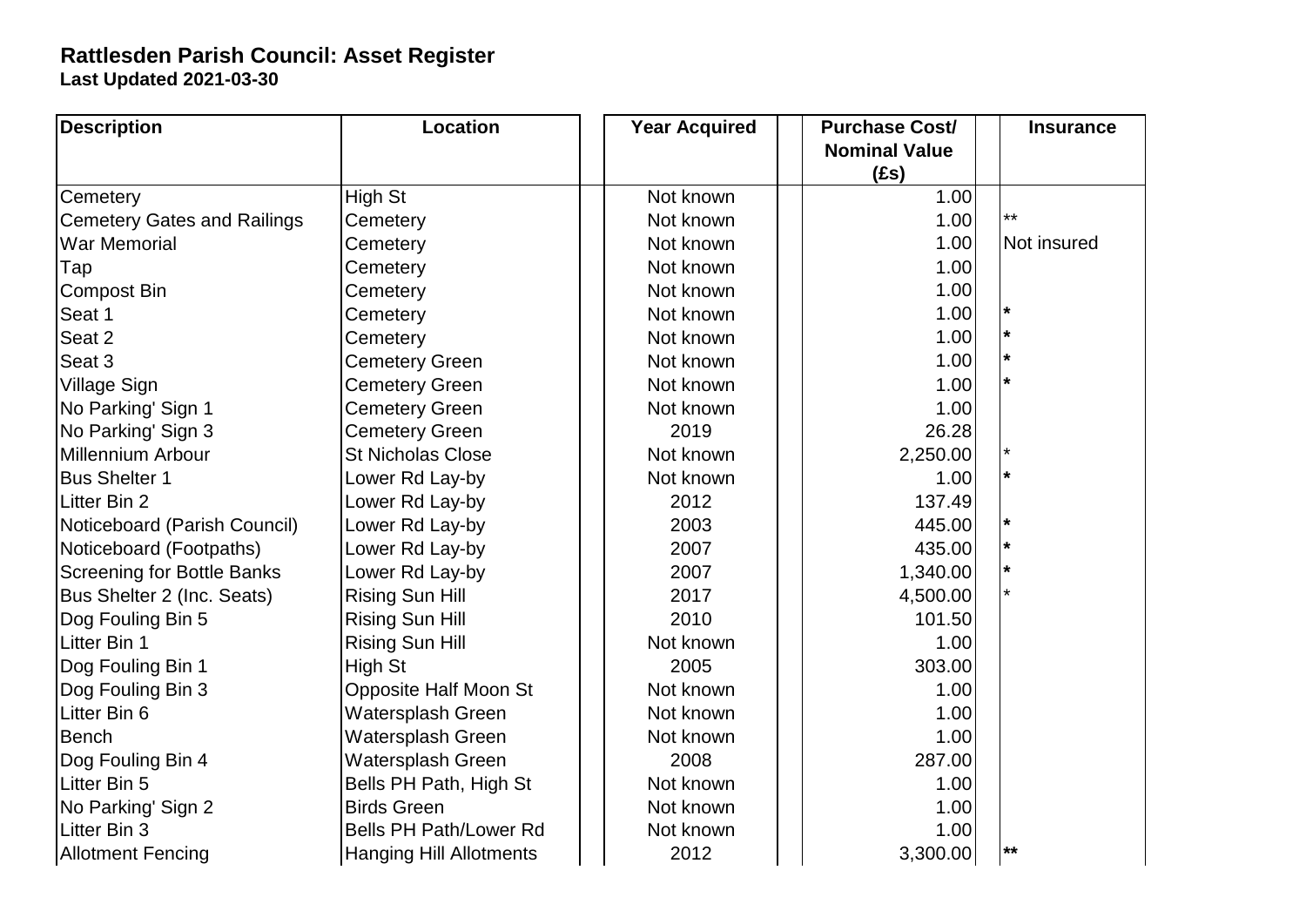**Rattlesden Parish Council: Asset Register**
**Last Updated 2021-03-30**

| Description | Location | Year Acquired | Purchase Cost/ Nominal Value (£s) | Insurance |
|---|---|---|---|---|
| Cemetery | High St | Not known | 1.00 | |
| Cemetery Gates and Railings | Cemetery | Not known | 1.00 | ** |
| War Memorial | Cemetery | Not known | 1.00 | Not insured |
| Tap | Cemetery | Not known | 1.00 | |
| Compost Bin | Cemetery | Not known | 1.00 | |
| Seat 1 | Cemetery | Not known | 1.00 | * |
| Seat 2 | Cemetery | Not known | 1.00 | * |
| Seat 3 | Cemetery Green | Not known | 1.00 | * |
| Village Sign | Cemetery Green | Not known | 1.00 | * |
| No Parking' Sign 1 | Cemetery Green | Not known | 1.00 | |
| No Parking' Sign 3 | Cemetery Green | 2019 | 26.28 | |
| Millennium Arbour | St Nicholas Close | Not known | 2,250.00 | * |
| Bus Shelter 1 | Lower Rd Lay-by | Not known | 1.00 | * |
| Litter Bin 2 | Lower Rd Lay-by | 2012 | 137.49 | |
| Noticeboard (Parish Council) | Lower Rd Lay-by | 2003 | 445.00 | * |
| Noticeboard (Footpaths) | Lower Rd Lay-by | 2007 | 435.00 | * |
| Screening for Bottle Banks | Lower Rd Lay-by | 2007 | 1,340.00 | * |
| Bus Shelter 2 (Inc. Seats) | Rising Sun Hill | 2017 | 4,500.00 | * |
| Dog Fouling Bin 5 | Rising Sun Hill | 2010 | 101.50 | |
| Litter Bin 1 | Rising Sun Hill | Not known | 1.00 | |
| Dog Fouling Bin 1 | High St | 2005 | 303.00 | |
| Dog Fouling Bin 3 | Opposite Half Moon St | Not known | 1.00 | |
| Litter Bin 6 | Watersplash Green | Not known | 1.00 | |
| Bench | Watersplash Green | Not known | 1.00 | |
| Dog Fouling Bin 4 | Watersplash Green | 2008 | 287.00 | |
| Litter Bin 5 | Bells PH Path, High St | Not known | 1.00 | |
| No Parking' Sign 2 | Birds Green | Not known | 1.00 | |
| Litter Bin 3 | Bells PH Path/Lower Rd | Not known | 1.00 | |
| Allotment Fencing | Hanging Hill Allotments | 2012 | 3,300.00 | ** |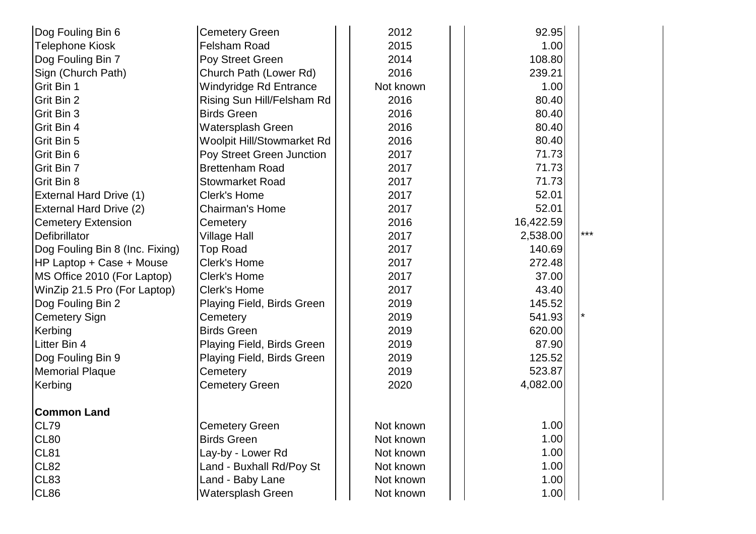| | | | | | |
|---|---|---|---|---|---|
| Dog Fouling Bin 6 | Cemetery Green | 2012 | 92.95 | | |
| Telephone Kiosk | Felsham Road | 2015 | 1.00 | | |
| Dog Fouling Bin 7 | Poy Street Green | 2014 | 108.80 | | |
| Sign (Church Path) | Church Path (Lower Rd) | 2016 | 239.21 | | |
| Grit Bin 1 | Windyridge Rd Entrance | Not known | 1.00 | | |
| Grit Bin 2 | Rising Sun Hill/Felsham Rd | 2016 | 80.40 | | |
| Grit Bin 3 | Birds Green | 2016 | 80.40 | | |
| Grit Bin 4 | Watersplash Green | 2016 | 80.40 | | |
| Grit Bin 5 | Woolpit Hill/Stowmarket Rd | 2016 | 80.40 | | |
| Grit Bin 6 | Poy Street Green Junction | 2017 | 71.73 | | |
| Grit Bin 7 | Brettenham Road | 2017 | 71.73 | | |
| Grit Bin 8 | Stowmarket Road | 2017 | 71.73 | | |
| External Hard Drive (1) | Clerk's Home | 2017 | 52.01 | | |
| External Hard Drive (2) | Chairman's Home | 2017 | 52.01 | | |
| Cemetery Extension | Cemetery | 2016 | 16,422.59 | | |
| Defibrillator | Village Hall | 2017 | 2,538.00 | *** | |
| Dog Fouling Bin 8 (Inc. Fixing) | Top Road | 2017 | 140.69 | | |
| HP Laptop + Case + Mouse | Clerk's Home | 2017 | 272.48 | | |
| MS Office 2010 (For Laptop) | Clerk's Home | 2017 | 37.00 | | |
| WinZip 21.5 Pro (For Laptop) | Clerk's Home | 2017 | 43.40 | | |
| Dog Fouling Bin 2 | Playing Field, Birds Green | 2019 | 145.52 | | |
| Cemetery Sign | Cemetery | 2019 | 541.93 | * | |
| Kerbing | Birds Green | 2019 | 620.00 | | |
| Litter Bin 4 | Playing Field, Birds Green | 2019 | 87.90 | | |
| Dog Fouling Bin 9 | Playing Field, Birds Green | 2019 | 125.52 | | |
| Memorial Plaque | Cemetery | 2019 | 523.87 | | |
| Kerbing | Cemetery Green | 2020 | 4,082.00 | | |
| | | | | | |
| **Common Land** | | | | | |
| CL79 | Cemetery Green | Not known | 1.00 | | |
| CL80 | Birds Green | Not known | 1.00 | | |
| CL81 | Lay-by - Lower Rd | Not known | 1.00 | | |
| CL82 | Land - Buxhall Rd/Poy St | Not known | 1.00 | | |
| CL83 | Land - Baby Lane | Not known | 1.00 | | |
| CL86 | Watersplash Green | Not known | 1.00 | | |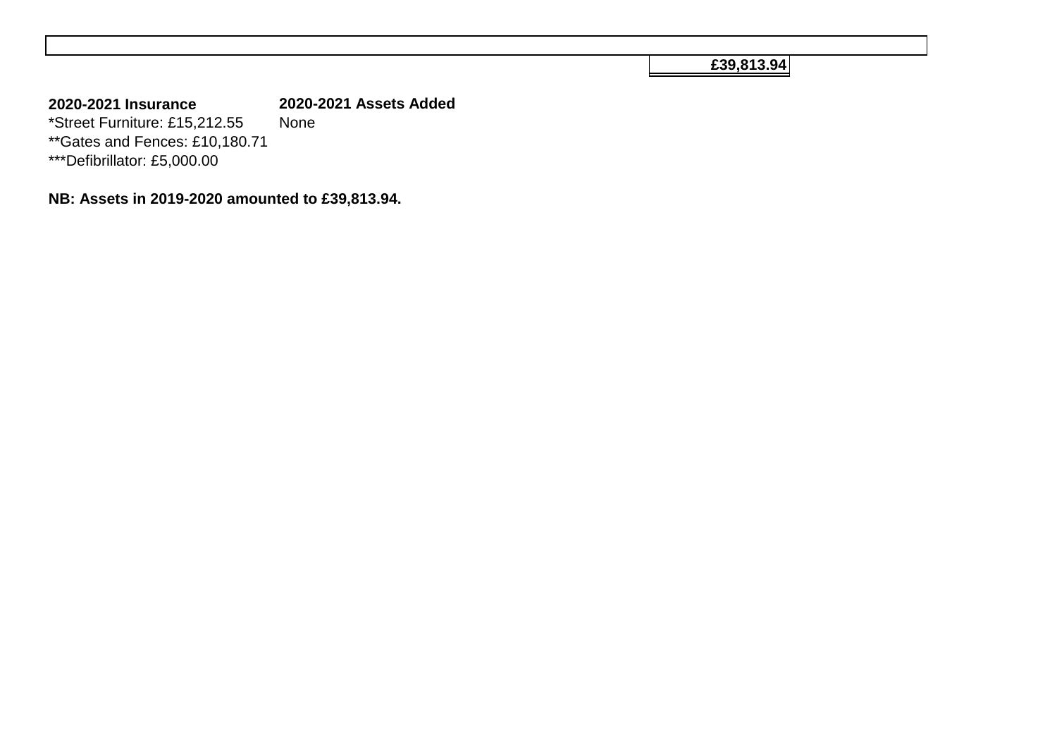| |
|---|
| £39,813.94 |

**2020-2021 Insurance**
*Street Furniture: £15,212.55
**Gates and Fences: £10,180.71
***Defibrillator: £5,000.00

**2020-2021 Assets Added**
None

**NB: Assets in 2019-2020 amounted to £39,813.94.**